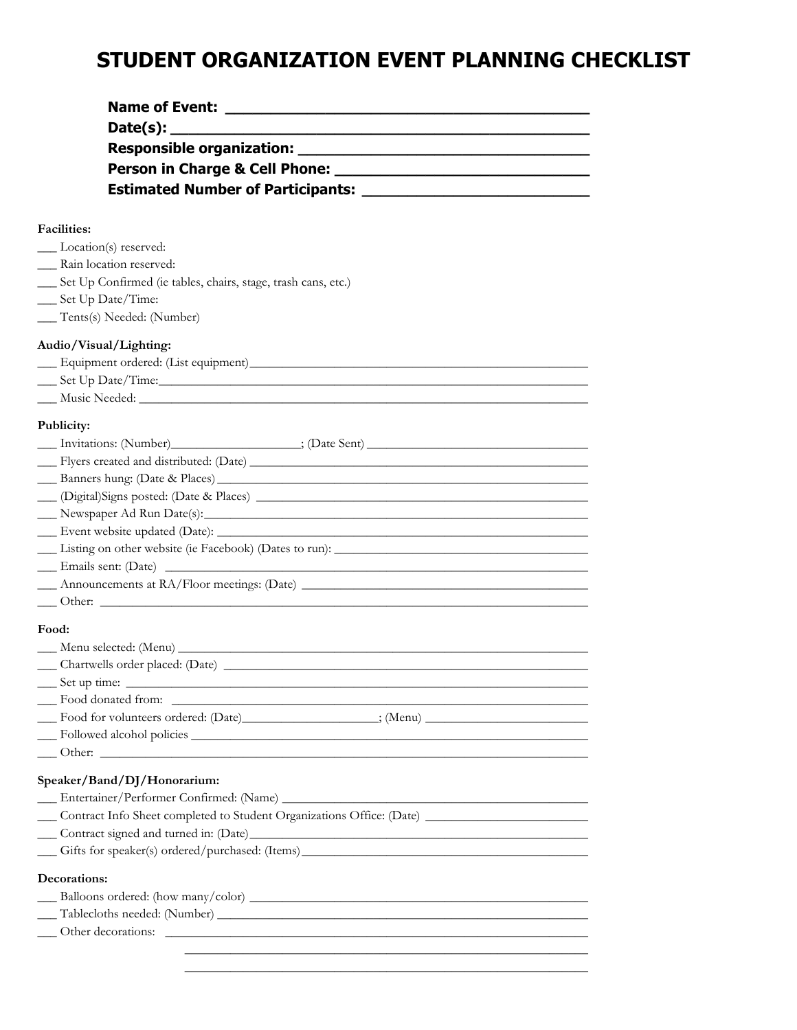# STUDENT ORGANIZATION EVENT PLANNING CHECKLIST

**Name of Event:** ________________________________________

**Date(s):** ______________________________________________

**Responsible organization:** _____________________________

**Person in Charge & Cell Phone:** ________________________

**Estimated Number of Participants:** _____________________

**Facilities:**

___ Location(s) reserved:

___ Rain location reserved:

___ Set Up Confirmed (ie tables, chairs, stage, trash cans, etc.)

___ Set Up Date/Time:

___ Tents(s) Needed: (Number)

**Audio/Visual/Lighting:**

___ Equipment ordered: (List equipment)________________________________________

___ Set Up Date/Time:________________________________________

___ Music Needed: ________________________________________

**Publicity:**

___ Invitations: (Number)____________________; (Date Sent) ________________________

___ Flyers created and distributed: (Date) ________________________________________

___ Banners hung: (Date & Places)________________________________________

___ (Digital)Signs posted: (Date & Places) ________________________________________

___ Newspaper Ad Run Date(s):________________________________________

___ Event website updated (Date): ________________________________________

___ Listing on other website (ie Facebook) (Dates to run): ________________________

___ Emails sent: (Date) ________________________________________

___ Announcements at RA/Floor meetings: (Date) ________________________________

___ Other: ________________________________________

**Food:**

___ Menu selected: (Menu) ________________________________________

___ Chartwells order placed: (Date) ________________________________________

___ Set up time: ________________________________________

___ Food donated from: ________________________________________

___ Food for volunteers ordered: (Date)____________________; (Menu) ________________

___ Followed alcohol policies ________________________________________

___ Other: ________________________________________

**Speaker/Band/DJ/Honorarium:**

___ Entertainer/Performer Confirmed: (Name) ________________________________________

___ Contract Info Sheet completed to Student Organizations Office: (Date) ________________

___ Contract signed and turned in: (Date)________________________________________

___ Gifts for speaker(s) ordered/purchased: (Items)________________________________

**Decorations:**

___ Balloons ordered: (how many/color) ________________________________________

___ Tablecloths needed: (Number) ________________________________________

___ Other decorations: ________________________________________

________________________________________

________________________________________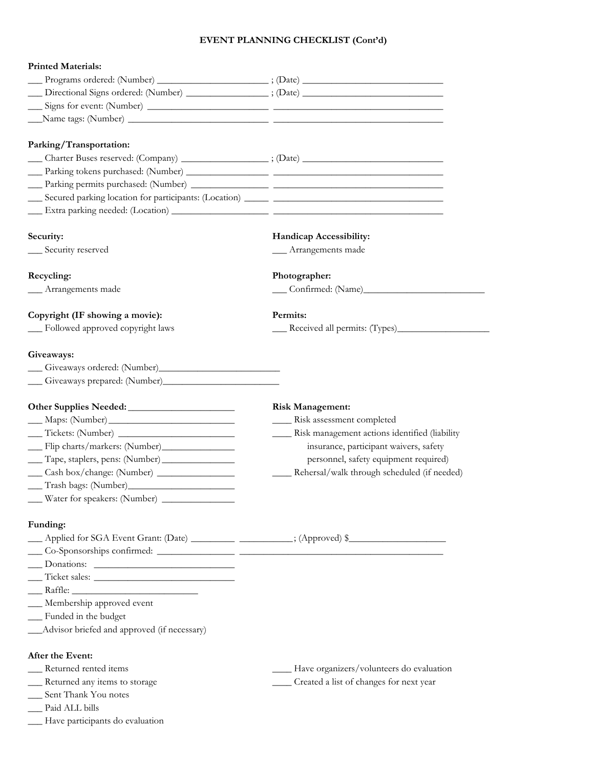# EVENT PLANNING CHECKLIST (Cont'd)

**Printed Materials:**

___ Programs ordered: (Number) ______________________ ; (Date) _____________________________

___ Directional Signs ordered: (Number) _________________ ; (Date) _____________________________

___ Signs for event: (Number) _________________________ ___________________________________

___Name tags: (Number) ______________________________ ___________________________________

**Parking/Transportation:**

___ Charter Buses reserved: (Company) __________________ ; (Date) _____________________________

___ Parking tokens purchased: (Number) __________________ ___________________________________

___ Parking permits purchased: (Number) _________________ ___________________________________

___ Secured parking location for participants: (Location) _____ ___________________________________

___ Extra parking needed: (Location) _____________________ ___________________________________

**Security:**

___ Security reserved

**Handicap Accessibility:**

___ Arrangements made

**Recycling:**

___ Arrangements made

**Photographer:**

___ Confirmed: (Name)_________________________

**Copyright (IF showing a movie):**

___ Followed approved copyright laws

**Permits:**

___ Received all permits: (Types)___________________

**Giveaways:**

___ Giveaways ordered: (Number)________________________

___ Giveaways prepared: (Number)_______________________

**Other Supplies Needed:** ______________________

___ Maps: (Number)__________________________

___ Tickets: (Number) ________________________

___ Flip charts/markers: (Number)_______________

___ Tape, staplers, pens: (Number)_______________

___ Cash box/change: (Number) _______________

___ Trash bags: (Number)______________________

___ Water for speakers: (Number) _______________

**Risk Management:**

____ Risk assessment completed

____ Risk management actions identified (liability insurance, participant waivers, safety personnel, safety equipment required)

____ Rehersal/walk through scheduled (if needed)

**Funding:**

___ Applied for SGA Event Grant: (Date) _________ ___________; (Approved) $___________________

___ Co-Sponsorships confirmed: ________________ ________________________________________

___ Donations: _____________________________

___ Ticket sales: ____________________________

___ Raffle: __________________________

___ Membership approved event

___ Funded in the budget

___Advisor briefed and approved (if necessary)

**After the Event:**

___ Returned rented items

___ Returned any items to storage

___ Sent Thank You notes

___ Paid ALL bills

___ Have participants do evaluation

____ Have organizers/volunteers do evaluation

____ Created a list of changes for next year